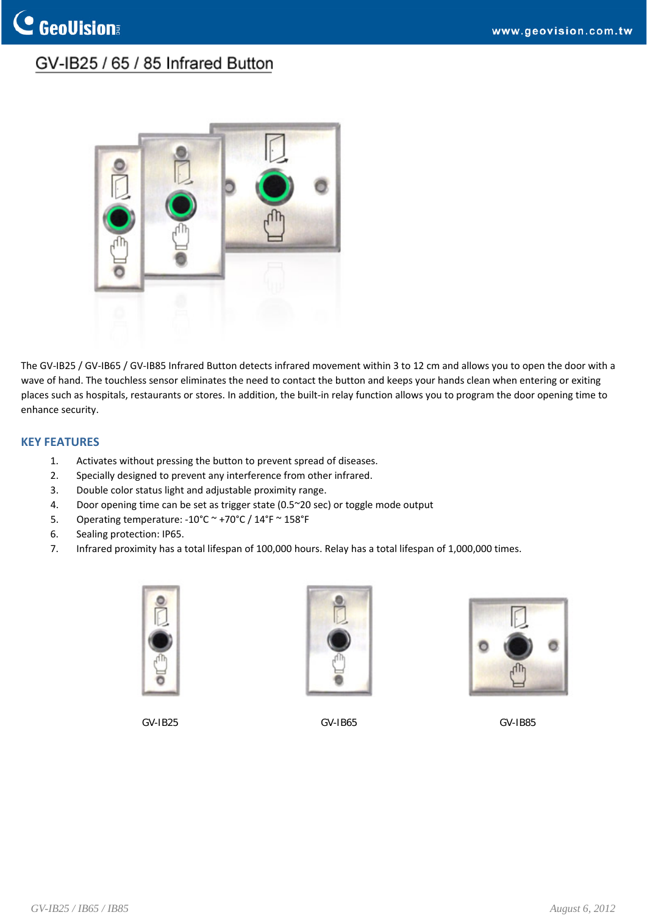# GV-IB25 / 65 / 85 Infrared Button

The GV-IB25 / GV-IB65 / GV-IB85 Infrared Button detects infrared movement within 3 to 12 cm and allows you to open the door with a wave of hand. The touchless sensor eliminates the need to contact the button and keeps your hands clean when entering or exiting places such as hospitals, restaurants or stores. In addition, the built-in relay function allows you to program the door opening time to enhance security.

## KEY FEATURES

1. Activates without pressing the button to prevent spread of diseases.
2. Specially designed to prevent any interference from other infrared.
3. Double color status light and adjustable proximity range.
4. Door opening time can be set as trigger state (0.5~20 sec) or toggle mode output
5. Operating temperature: -10°C ~ +70°C / 14°F ~ 158°F
6. Sealing protection: IP65.
7. Infrared proximity has a total lifespan of 100,000 hours. Relay has a total lifespan of 1,000,000 times.

GV-IB25

GV-IB65

GV-IB85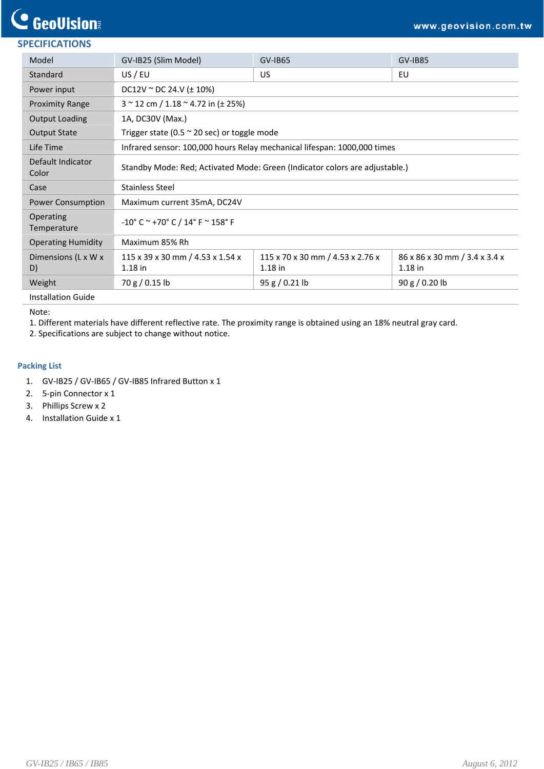## SPECIFICATIONS

| Model | GV-IB25 (Slim Model) | GV-IB65 | GV-IB85 |
|---|---|---|---|
| Standard | US / EU | US | EU |
| Power input | DC12V ~ DC 24.V (± 10%) | | |
| Proximity Range | 3 ~ 12 cm / 1.18 ~ 4.72 in (± 25%) | | |
| Output Loading | 1A, DC30V (Max.) | | |
| Output State | Trigger state (0.5 ~ 20 sec) or toggle mode | | |
| Life Time | Infrared sensor: 100,000 hours Relay mechanical lifespan: 1000,000 times | | |
| Default Indicator Color | Standby Mode: Red; Activated Mode: Green (Indicator colors are adjustable.) | | |
| Case | Stainless Steel | | |
| Power Consumption | Maximum current 35mA, DC24V | | |
| Operating Temperature | -10° C ~ +70° C / 14° F ~ 158° F | | |
| Operating Humidity | Maximum 85% Rh | | |
| Dimensions (L x W x D) | 115 x 39 x 30 mm / 4.53 x 1.54 x 1.18 in | 115 x 70 x 30 mm / 4.53 x 2.76 x 1.18 in | 86 x 86 x 30 mm / 3.4 x 3.4 x 1.18 in |
| Weight | 70 g / 0.15 lb | 95 g / 0.21 lb | 90 g / 0.20 lb |
| Installation Guide | | | |

Note:
1. Different materials have different reflective rate. The proximity range is obtained using an 18% neutral gray card.
2. Specifications are subject to change without notice.

### Packing List

1. GV-IB25 / GV-IB65 / GV-IB85 Infrared Button x 1
2. 5-pin Connector x 1
3. Phillips Screw x 2
4. Installation Guide x 1